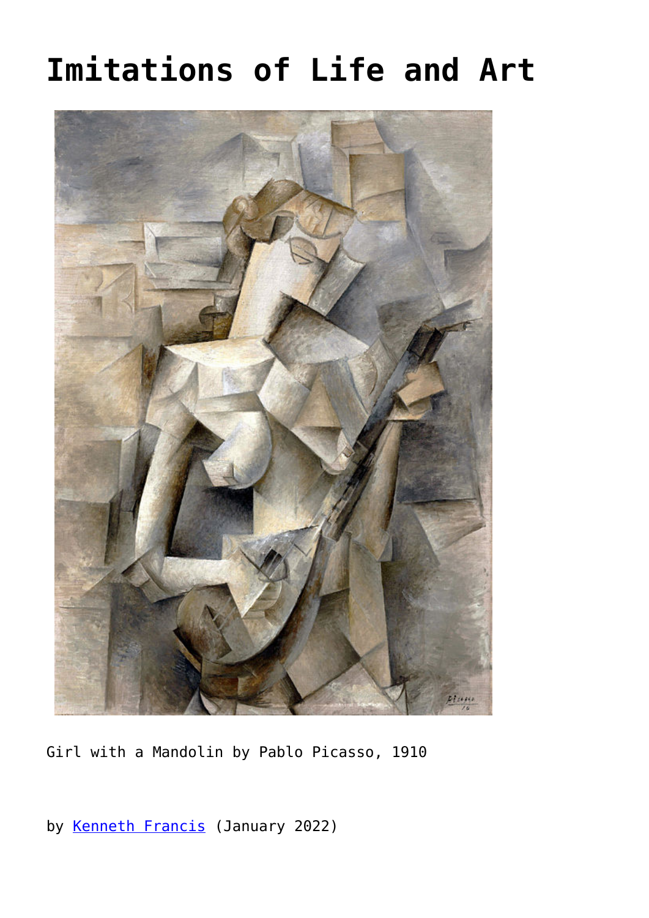# Imitations of Life and Art

Girl with a Mandolin by Pablo Picasso, 1910

by [Kenneth Francis](Kenneth Francis) (January 2022)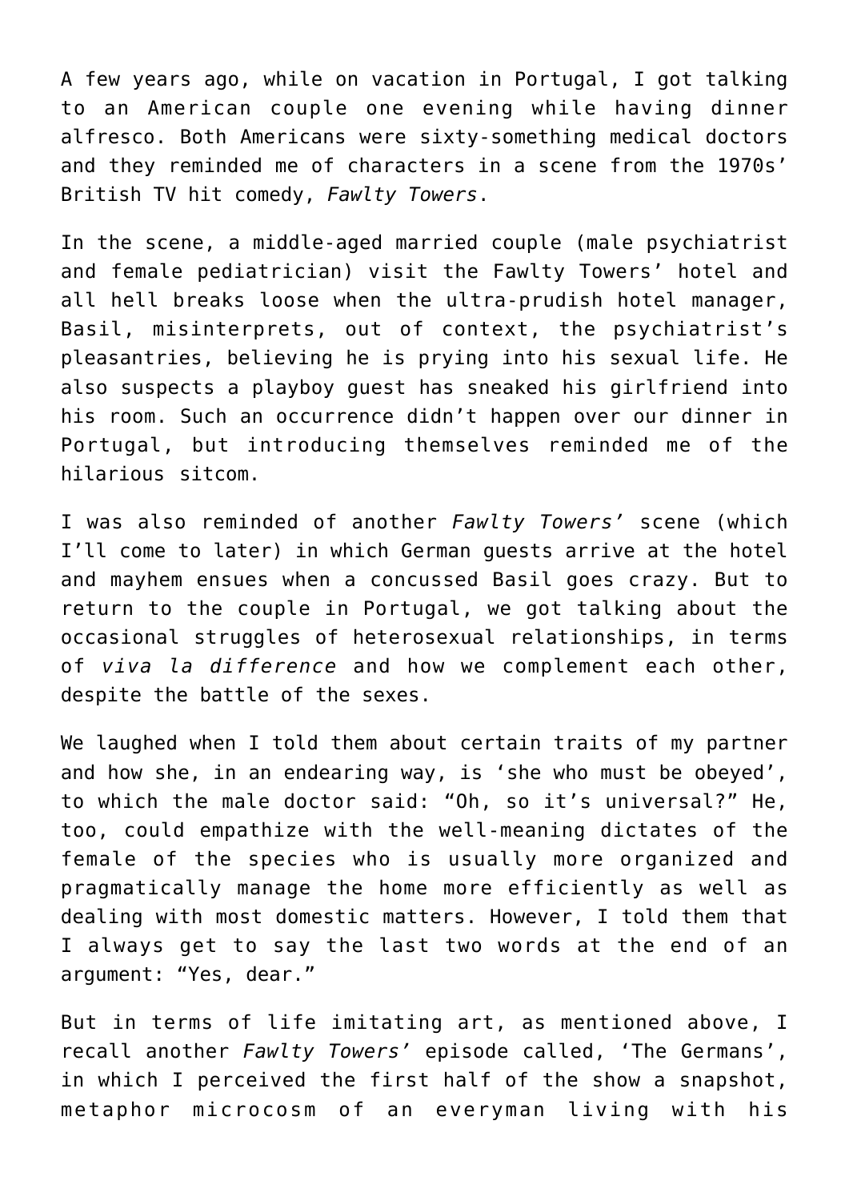A few years ago, while on vacation in Portugal, I got talking to an American couple one evening while having dinner alfresco. Both Americans were sixty-something medical doctors and they reminded me of characters in a scene from the 1970s' British TV hit comedy, *Fawlty Towers*.

In the scene, a middle-aged married couple (male psychiatrist and female pediatrician) visit the Fawlty Towers' hotel and all hell breaks loose when the ultra-prudish hotel manager, Basil, misinterprets, out of context, the psychiatrist's pleasantries, believing he is prying into his sexual life. He also suspects a playboy guest has sneaked his girlfriend into his room. Such an occurrence didn't happen over our dinner in Portugal, but introducing themselves reminded me of the hilarious sitcom.

I was also reminded of another *Fawlty Towers'* scene (which I'll come to later) in which German guests arrive at the hotel and mayhem ensues when a concussed Basil goes crazy. But to return to the couple in Portugal, we got talking about the occasional struggles of heterosexual relationships, in terms of *viva la difference* and how we complement each other, despite the battle of the sexes.

We laughed when I told them about certain traits of my partner and how she, in an endearing way, is 'she who must be obeyed', to which the male doctor said: "Oh, so it's universal?" He, too, could empathize with the well-meaning dictates of the female of the species who is usually more organized and pragmatically manage the home more efficiently as well as dealing with most domestic matters. However, I told them that I always get to say the last two words at the end of an argument: "Yes, dear."

But in terms of life imitating art, as mentioned above, I recall another *Fawlty Towers'* episode called, 'The Germans', in which I perceived the first half of the show a snapshot, metaphor microcosm of an everyman living with his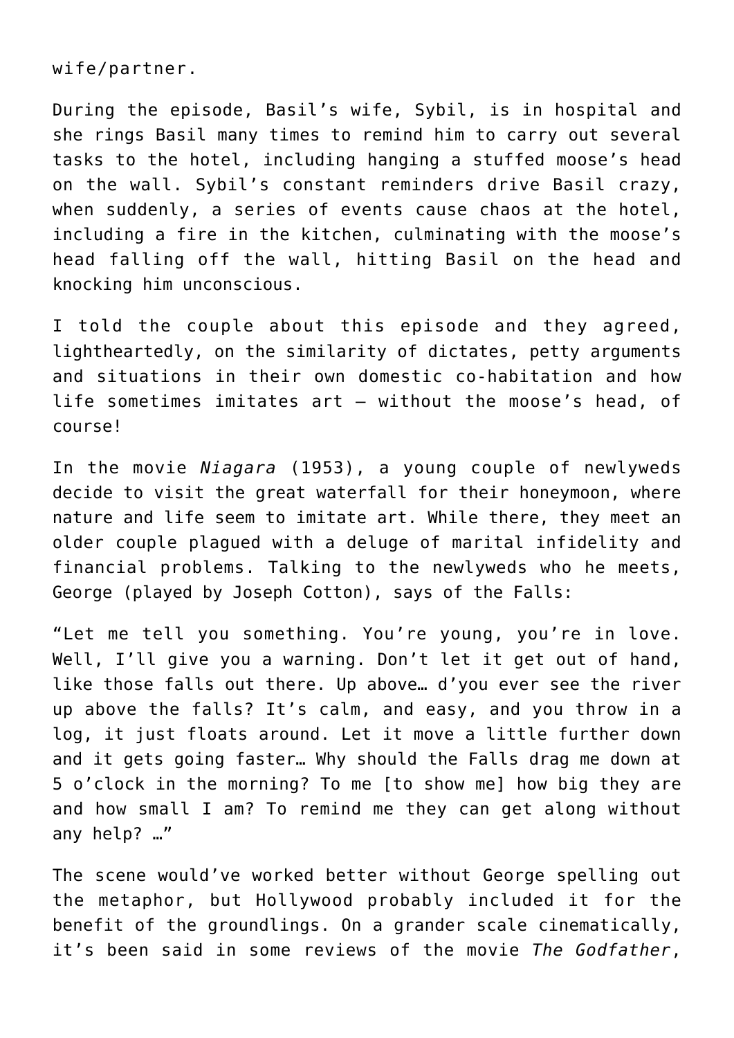wife/partner.

During the episode, Basil's wife, Sybil, is in hospital and she rings Basil many times to remind him to carry out several tasks to the hotel, including hanging a stuffed moose's head on the wall. Sybil's constant reminders drive Basil crazy, when suddenly, a series of events cause chaos at the hotel, including a fire in the kitchen, culminating with the moose's head falling off the wall, hitting Basil on the head and knocking him unconscious.

I told the couple about this episode and they agreed, lightheartedly, on the similarity of dictates, petty arguments and situations in their own domestic co-habitation and how life sometimes imitates art – without the moose's head, of course!

In the movie *Niagara* (1953), a young couple of newlyweds decide to visit the great waterfall for their honeymoon, where nature and life seem to imitate art. While there, they meet an older couple plagued with a deluge of marital infidelity and financial problems. Talking to the newlyweds who he meets, George (played by Joseph Cotton), says of the Falls:

"Let me tell you something. You're young, you're in love. Well, I'll give you a warning. Don't let it get out of hand, like those falls out there. Up above… d'you ever see the river up above the falls? It's calm, and easy, and you throw in a log, it just floats around. Let it move a little further down and it gets going faster… Why should the Falls drag me down at 5 o'clock in the morning? To me [to show me] how big they are and how small I am? To remind me they can get along without any help? …"

The scene would've worked better without George spelling out the metaphor, but Hollywood probably included it for the benefit of the groundlings. On a grander scale cinematically, it's been said in some reviews of the movie *The Godfather*,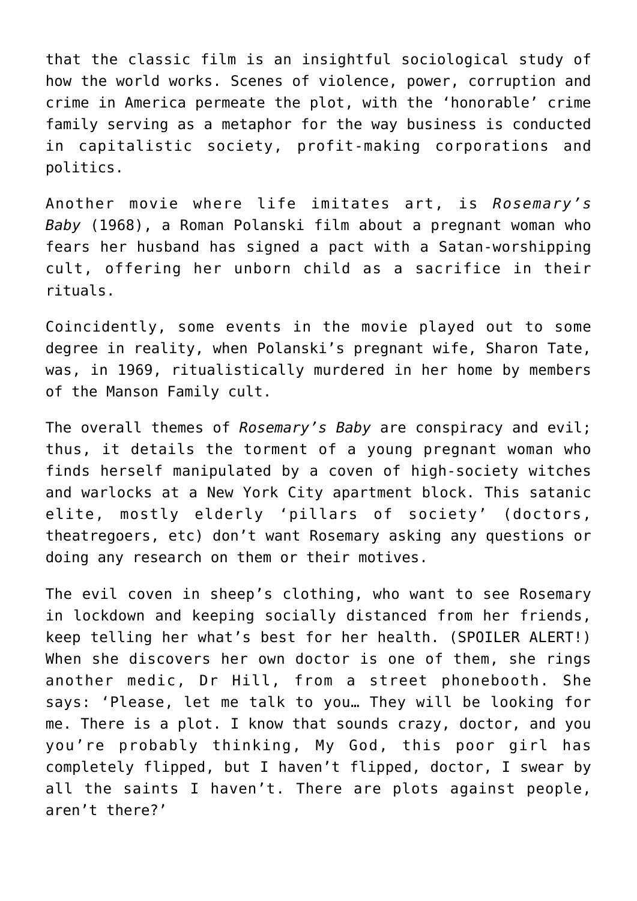that the classic film is an insightful sociological study of how the world works. Scenes of violence, power, corruption and crime in America permeate the plot, with the 'honorable' crime family serving as a metaphor for the way business is conducted in capitalistic society, profit-making corporations and politics.

Another movie where life imitates art, is *Rosemary's Baby* (1968), a Roman Polanski film about a pregnant woman who fears her husband has signed a pact with a Satan-worshipping cult, offering her unborn child as a sacrifice in their rituals.

Coincidently, some events in the movie played out to some degree in reality, when Polanski's pregnant wife, Sharon Tate, was, in 1969, ritualistically murdered in her home by members of the Manson Family cult.

The overall themes of *Rosemary's Baby* are conspiracy and evil; thus, it details the torment of a young pregnant woman who finds herself manipulated by a coven of high-society witches and warlocks at a New York City apartment block. This satanic elite, mostly elderly 'pillars of society' (doctors, theatregoers, etc) don't want Rosemary asking any questions or doing any research on them or their motives.

The evil coven in sheep's clothing, who want to see Rosemary in lockdown and keeping socially distanced from her friends, keep telling her what's best for her health. (SPOILER ALERT!) When she discovers her own doctor is one of them, she rings another medic, Dr Hill, from a street phonebooth. She says: 'Please, let me talk to you… They will be looking for me. There is a plot. I know that sounds crazy, doctor, and you you're probably thinking, My God, this poor girl has completely flipped, but I haven't flipped, doctor, I swear by all the saints I haven't. There are plots against people, aren't there?'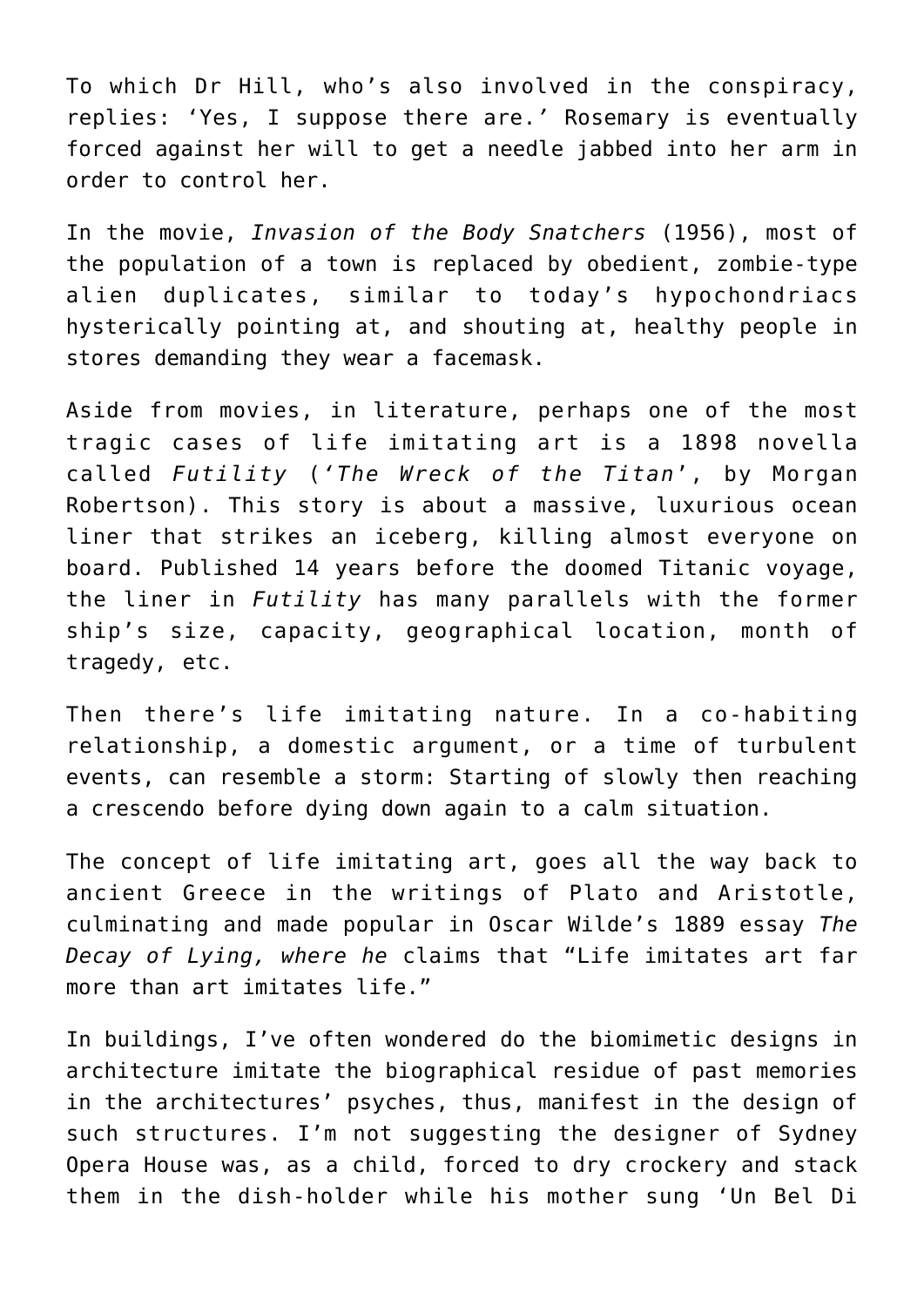To which Dr Hill, who's also involved in the conspiracy, replies: 'Yes, I suppose there are.' Rosemary is eventually forced against her will to get a needle jabbed into her arm in order to control her.

In the movie, *Invasion of the Body Snatchers* (1956), most of the population of a town is replaced by obedient, zombie-type alien duplicates, similar to today's hypochondriacs hysterically pointing at, and shouting at, healthy people in stores demanding they wear a facemask.

Aside from movies, in literature, perhaps one of the most tragic cases of life imitating art is a 1898 novella called *Futility* (*'The Wreck of the Titan'*, by Morgan Robertson). This story is about a massive, luxurious ocean liner that strikes an iceberg, killing almost everyone on board. Published 14 years before the doomed Titanic voyage, the liner in *Futility* has many parallels with the former ship's size, capacity, geographical location, month of tragedy, etc.

Then there's life imitating nature. In a co-habiting relationship, a domestic argument, or a time of turbulent events, can resemble a storm: Starting of slowly then reaching a crescendo before dying down again to a calm situation.

The concept of life imitating art, goes all the way back to ancient Greece in the writings of Plato and Aristotle, culminating and made popular in Oscar Wilde's 1889 essay *The Decay of Lying, where he* claims that "Life imitates art far more than art imitates life."

In buildings, I've often wondered do the biomimetic designs in architecture imitate the biographical residue of past memories in the architectures' psyches, thus, manifest in the design of such structures. I'm not suggesting the designer of Sydney Opera House was, as a child, forced to dry crockery and stack them in the dish-holder while his mother sung 'Un Bel Di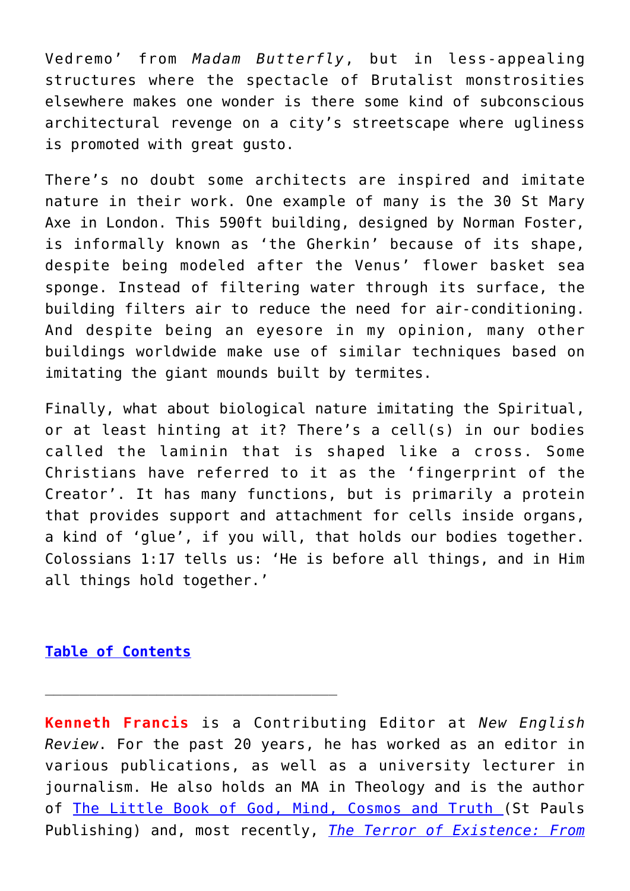Vedremo' from *Madam Butterfly*, but in less-appealing structures where the spectacle of Brutalist monstrosities elsewhere makes one wonder is there some kind of subconscious architectural revenge on a city's streetscape where ugliness is promoted with great gusto.

There's no doubt some architects are inspired and imitate nature in their work. One example of many is the 30 St Mary Axe in London. This 590ft building, designed by Norman Foster, is informally known as 'the Gherkin' because of its shape, despite being modeled after the Venus' flower basket sea sponge. Instead of filtering water through its surface, the building filters air to reduce the need for air-conditioning. And despite being an eyesore in my opinion, many other buildings worldwide make use of similar techniques based on imitating the giant mounds built by termites.

Finally, what about biological nature imitating the Spiritual, or at least hinting at it? There's a cell(s) in our bodies called the laminin that is shaped like a cross. Some Christians have referred to it as the 'fingerprint of the Creator'. It has many functions, but is primarily a protein that provides support and attachment for cells inside organs, a kind of 'glue', if you will, that holds our bodies together. Colossians 1:17 tells us: 'He is before all things, and in Him all things hold together.'

**Table of Contents**

---

**Kenneth Francis** is a Contributing Editor at *New English Review*. For the past 20 years, he has worked as an editor in various publications, as well as a university lecturer in journalism. He also holds an MA in Theology and is the author of The Little Book of God, Mind, Cosmos and Truth (St Pauls Publishing) and, most recently, *The Terror of Existence: From*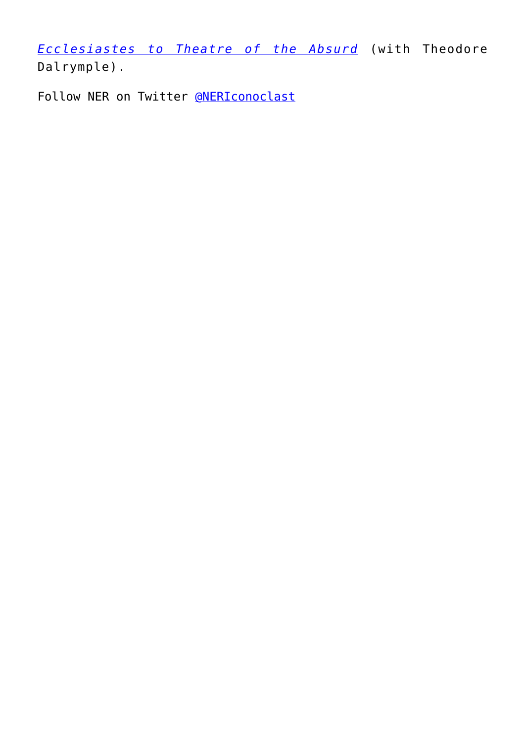*[Ecclesiastes to Theatre of the Absurd](#)* (with Theodore Dalrymple).

Follow NER on Twitter [@NERIconoclast](#)